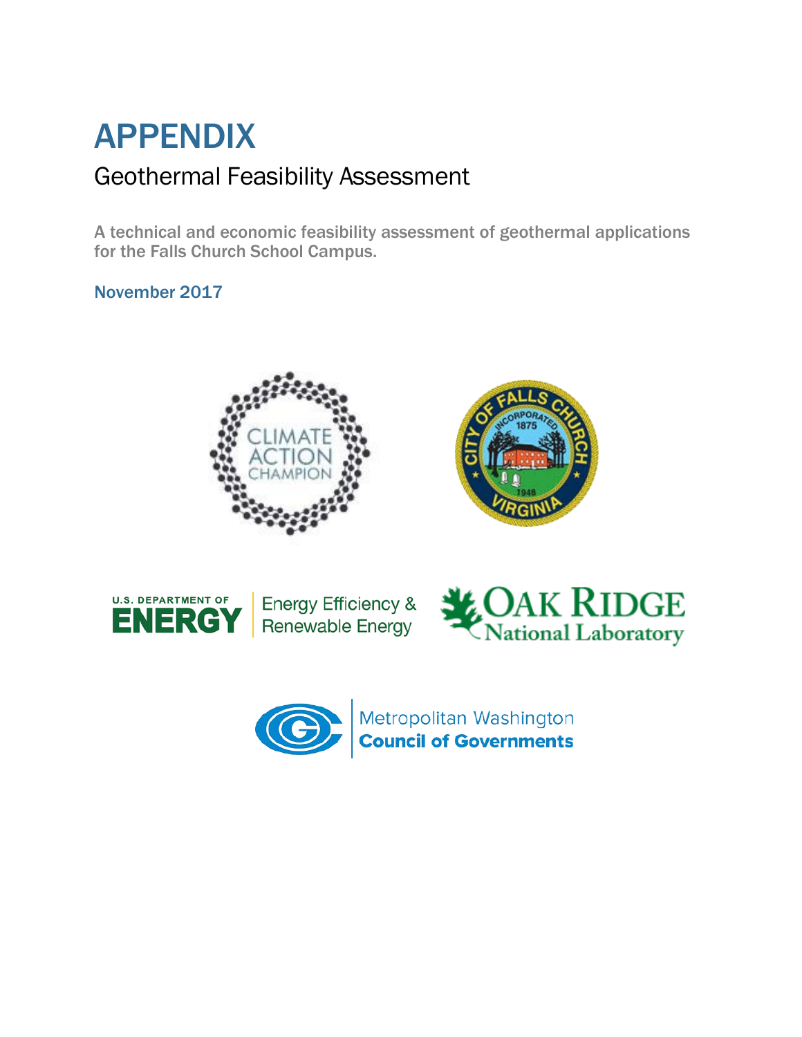# APPENDIX

## Geothermal Feasibility Assessment

**A technical and economic feasibility assessment of geothermal applications for the Falls Church School Campus.**

November 2017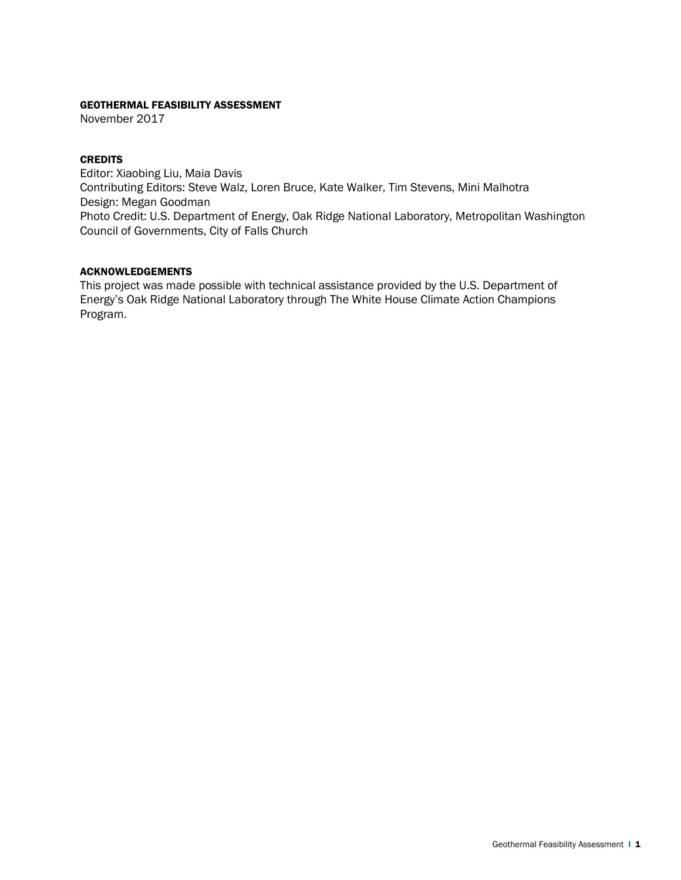**GEOTHERMAL FEASIBILITY ASSESSMENT**
November 2017

**CREDITS**
Editor: Xiaobing Liu, Maia Davis
Contributing Editors: Steve Walz, Loren Bruce, Kate Walker, Tim Stevens, Mini Malhotra
Design: Megan Goodman
Photo Credit: U.S. Department of Energy, Oak Ridge National Laboratory, Metropolitan Washington Council of Governments, City of Falls Church

**ACKNOWLEDGEMENTS**
This project was made possible with technical assistance provided by the U.S. Department of Energy's Oak Ridge National Laboratory through The White House Climate Action Champions Program.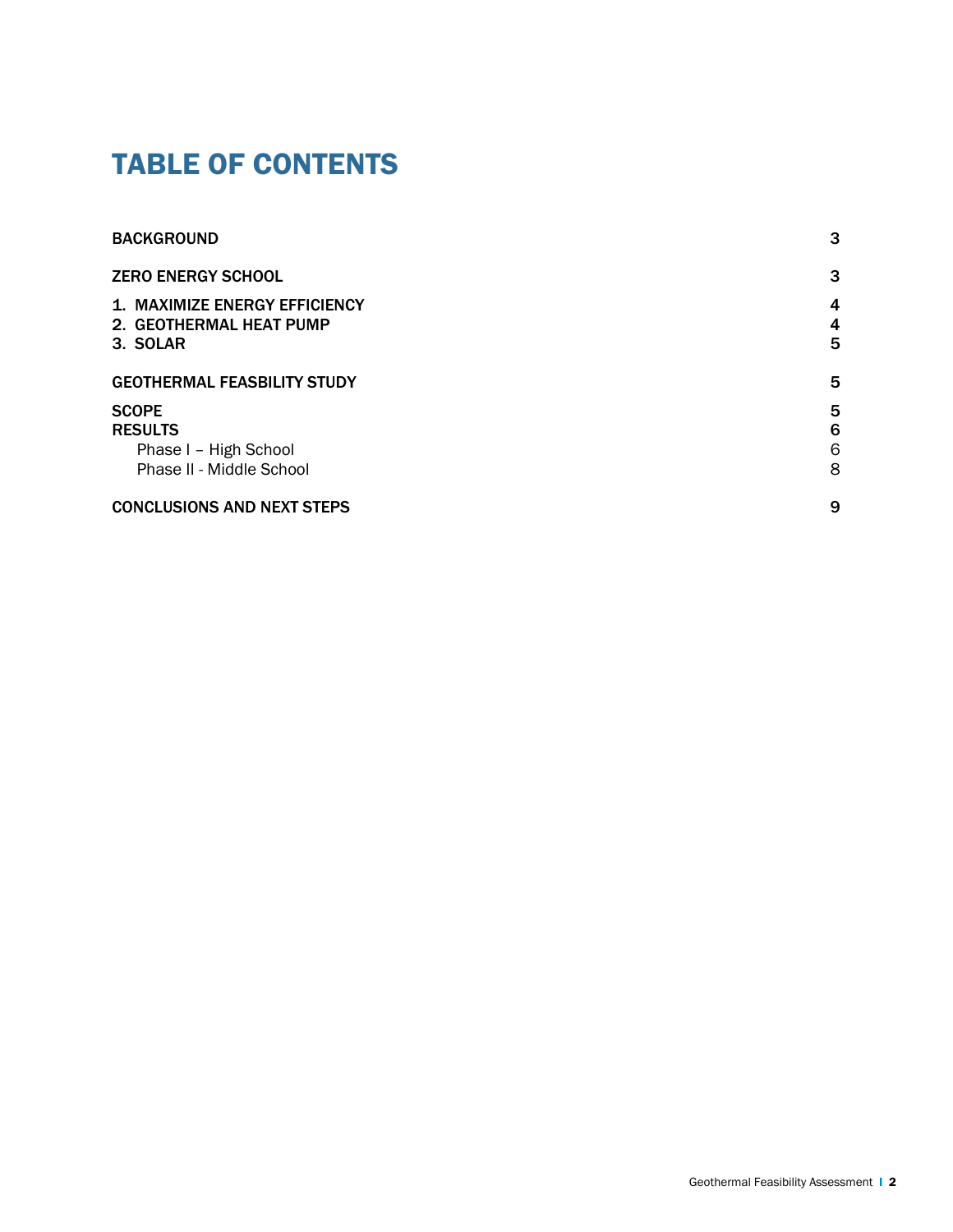# TABLE OF CONTENTS

| | |
|---|---|
| **BACKGROUND** | **3** |
| **ZERO ENERGY SCHOOL** | **3** |
| **1. MAXIMIZE ENERGY EFFICIENCY** | **4** |
| **2. GEOTHERMAL HEAT PUMP** | **4** |
| **3. SOLAR** | **5** |
| **GEOTHERMAL FEASBILITY STUDY** | **5** |
| **SCOPE** | **5** |
| **RESULTS** | **6** |
| Phase I – High School | 6 |
| Phase II - Middle School | 8 |
| **CONCLUSIONS AND NEXT STEPS** | **9** |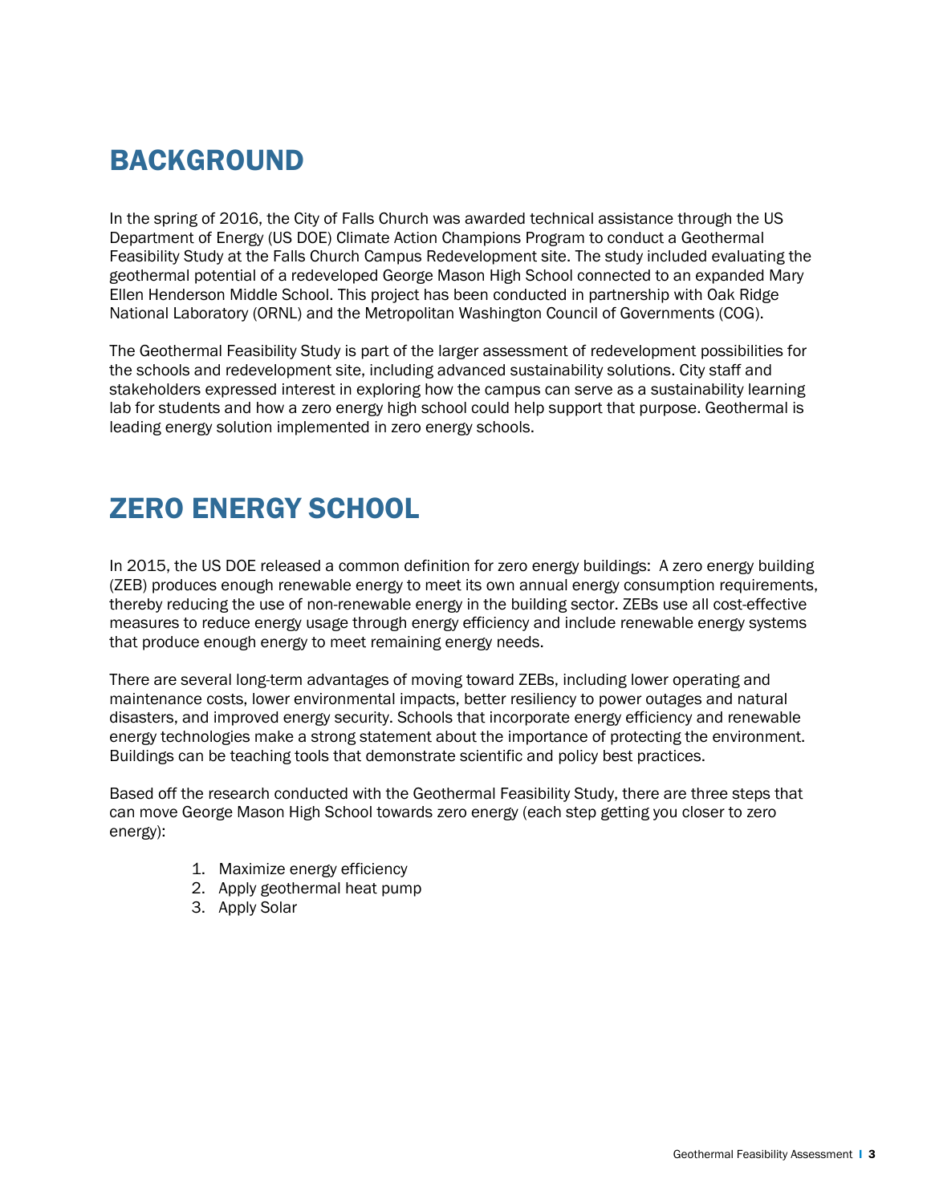# BACKGROUND

In the spring of 2016, the City of Falls Church was awarded technical assistance through the US Department of Energy (US DOE) Climate Action Champions Program to conduct a Geothermal Feasibility Study at the Falls Church Campus Redevelopment site. The study included evaluating the geothermal potential of a redeveloped George Mason High School connected to an expanded Mary Ellen Henderson Middle School. This project has been conducted in partnership with Oak Ridge National Laboratory (ORNL) and the Metropolitan Washington Council of Governments (COG).

The Geothermal Feasibility Study is part of the larger assessment of redevelopment possibilities for the schools and redevelopment site, including advanced sustainability solutions. City staff and stakeholders expressed interest in exploring how the campus can serve as a sustainability learning lab for students and how a zero energy high school could help support that purpose. Geothermal is leading energy solution implemented in zero energy schools.

# ZERO ENERGY SCHOOL

In 2015, the US DOE released a common definition for zero energy buildings: A zero energy building (ZEB) produces enough renewable energy to meet its own annual energy consumption requirements, thereby reducing the use of non-renewable energy in the building sector. ZEBs use all cost-effective measures to reduce energy usage through energy efficiency and include renewable energy systems that produce enough energy to meet remaining energy needs.

There are several long-term advantages of moving toward ZEBs, including lower operating and maintenance costs, lower environmental impacts, better resiliency to power outages and natural disasters, and improved energy security. Schools that incorporate energy efficiency and renewable energy technologies make a strong statement about the importance of protecting the environment. Buildings can be teaching tools that demonstrate scientific and policy best practices.

Based off the research conducted with the Geothermal Feasibility Study, there are three steps that can move George Mason High School towards zero energy (each step getting you closer to zero energy):

1. Maximize energy efficiency
2. Apply geothermal heat pump
3. Apply Solar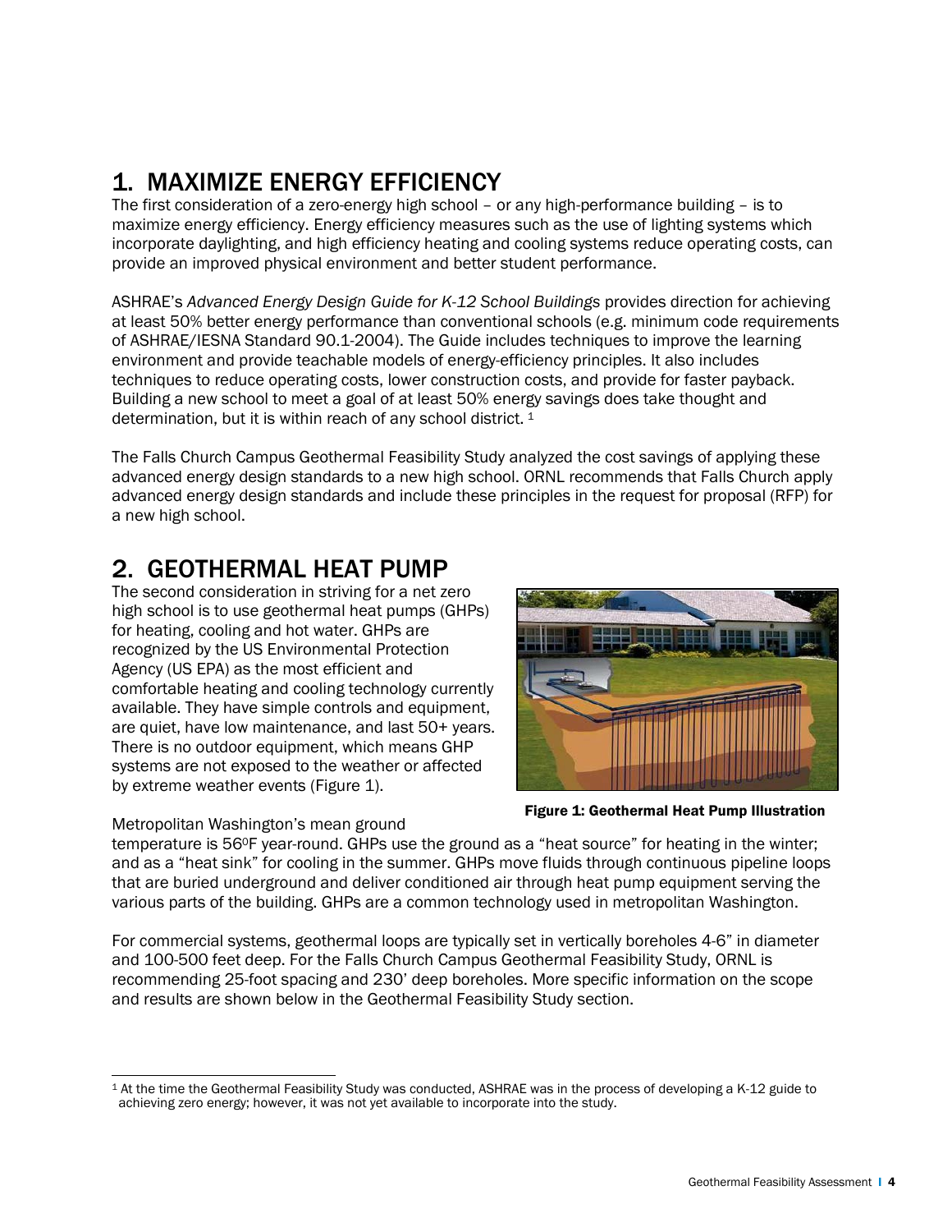## 1. MAXIMIZE ENERGY EFFICIENCY

The first consideration of a zero-energy high school – or any high-performance building – is to maximize energy efficiency. Energy efficiency measures such as the use of lighting systems which incorporate daylighting, and high efficiency heating and cooling systems reduce operating costs, can provide an improved physical environment and better student performance.

ASHRAE's *Advanced Energy Design Guide for K-12 School Buildings* provides direction for achieving at least 50% better energy performance than conventional schools (e.g. minimum code requirements of ASHRAE/IESNA Standard 90.1-2004). The Guide includes techniques to improve the learning environment and provide teachable models of energy-efficiency principles. It also includes techniques to reduce operating costs, lower construction costs, and provide for faster payback. Building a new school to meet a goal of at least 50% energy savings does take thought and determination, but it is within reach of any school district. [1]

The Falls Church Campus Geothermal Feasibility Study analyzed the cost savings of applying these advanced energy design standards to a new high school. ORNL recommends that Falls Church apply advanced energy design standards and include these principles in the request for proposal (RFP) for a new high school.

## 2. GEOTHERMAL HEAT PUMP

The second consideration in striving for a net zero high school is to use geothermal heat pumps (GHPs) for heating, cooling and hot water. GHPs are recognized by the US Environmental Protection Agency (US EPA) as the most efficient and comfortable heating and cooling technology currently available. They have simple controls and equipment, are quiet, have low maintenance, and last 50+ years. There is no outdoor equipment, which means GHP systems are not exposed to the weather or affected by extreme weather events (Figure 1).

**Figure 1: Geothermal Heat Pump Illustration**

Metropolitan Washington's mean ground temperature is 56$^{0}$F year-round. GHPs use the ground as a "heat source" for heating in the winter; and as a "heat sink" for cooling in the summer. GHPs move fluids through continuous pipeline loops that are buried underground and deliver conditioned air through heat pump equipment serving the various parts of the building. GHPs are a common technology used in metropolitan Washington.

For commercial systems, geothermal loops are typically set in vertically boreholes 4-6" in diameter and 100-500 feet deep. For the Falls Church Campus Geothermal Feasibility Study, ORNL is recommending 25-foot spacing and 230' deep boreholes. More specific information on the scope and results are shown below in the Geothermal Feasibility Study section.

---

[1] At the time the Geothermal Feasibility Study was conducted, ASHRAE was in the process of developing a K-12 guide to achieving zero energy; however, it was not yet available to incorporate into the study.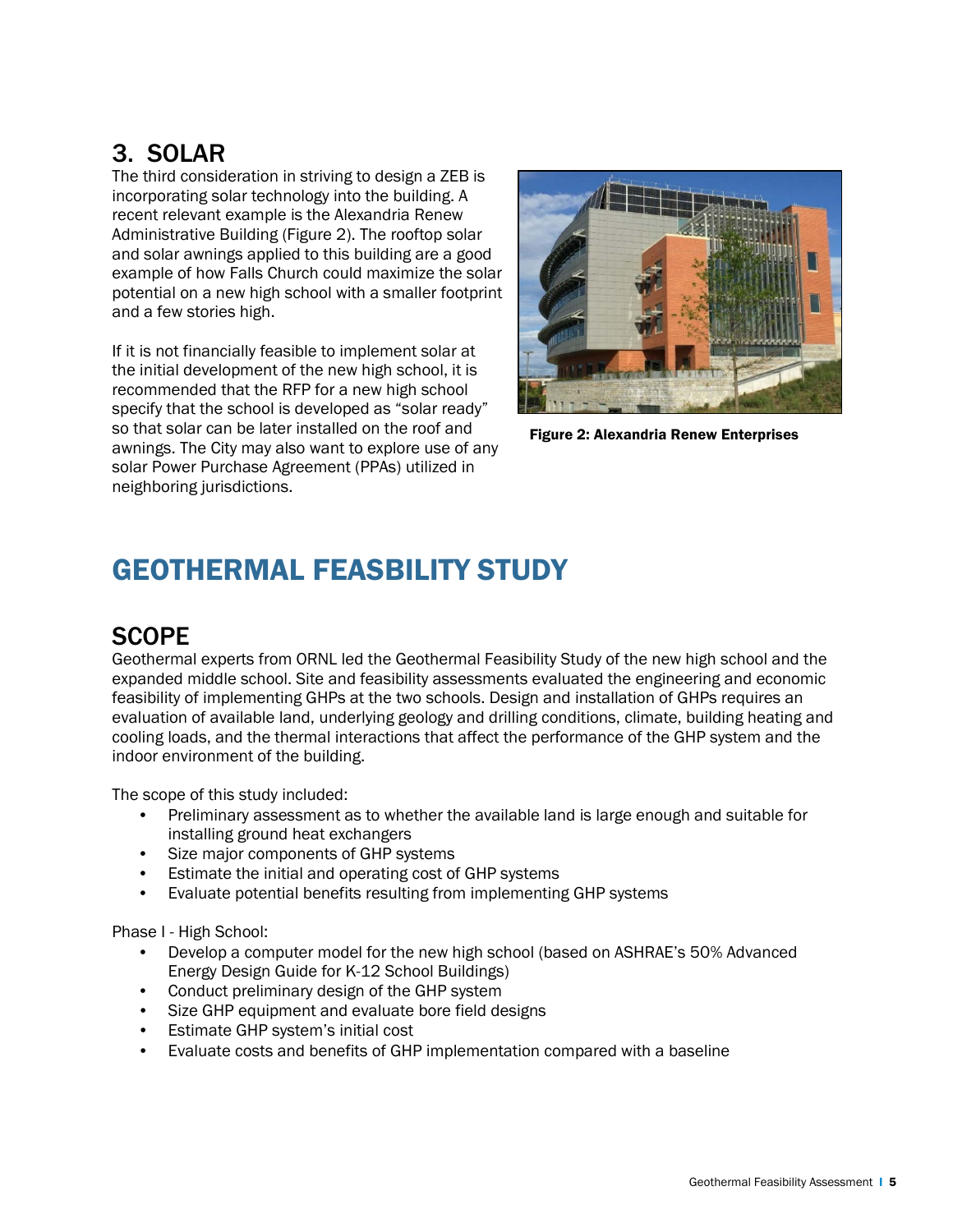## 3. SOLAR

The third consideration in striving to design a ZEB is incorporating solar technology into the building. A recent relevant example is the Alexandria Renew Administrative Building (Figure 2). The rooftop solar and solar awnings applied to this building are a good example of how Falls Church could maximize the solar potential on a new high school with a smaller footprint and a few stories high.

If it is not financially feasible to implement solar at the initial development of the new high school, it is recommended that the RFP for a new high school specify that the school is developed as "solar ready" so that solar can be later installed on the roof and awnings. The City may also want to explore use of any solar Power Purchase Agreement (PPAs) utilized in neighboring jurisdictions.

**Figure 2: Alexandria Renew Enterprises**

# GEOTHERMAL FEASBILITY STUDY

## SCOPE

Geothermal experts from ORNL led the Geothermal Feasibility Study of the new high school and the expanded middle school. Site and feasibility assessments evaluated the engineering and economic feasibility of implementing GHPs at the two schools. Design and installation of GHPs requires an evaluation of available land, underlying geology and drilling conditions, climate, building heating and cooling loads, and the thermal interactions that affect the performance of the GHP system and the indoor environment of the building.

The scope of this study included:

- Preliminary assessment as to whether the available land is large enough and suitable for installing ground heat exchangers
- Size major components of GHP systems
- Estimate the initial and operating cost of GHP systems
- Evaluate potential benefits resulting from implementing GHP systems

Phase I - High School:

- Develop a computer model for the new high school (based on ASHRAE's 50% Advanced Energy Design Guide for K-12 School Buildings)
- Conduct preliminary design of the GHP system
- Size GHP equipment and evaluate bore field designs
- Estimate GHP system's initial cost
- Evaluate costs and benefits of GHP implementation compared with a baseline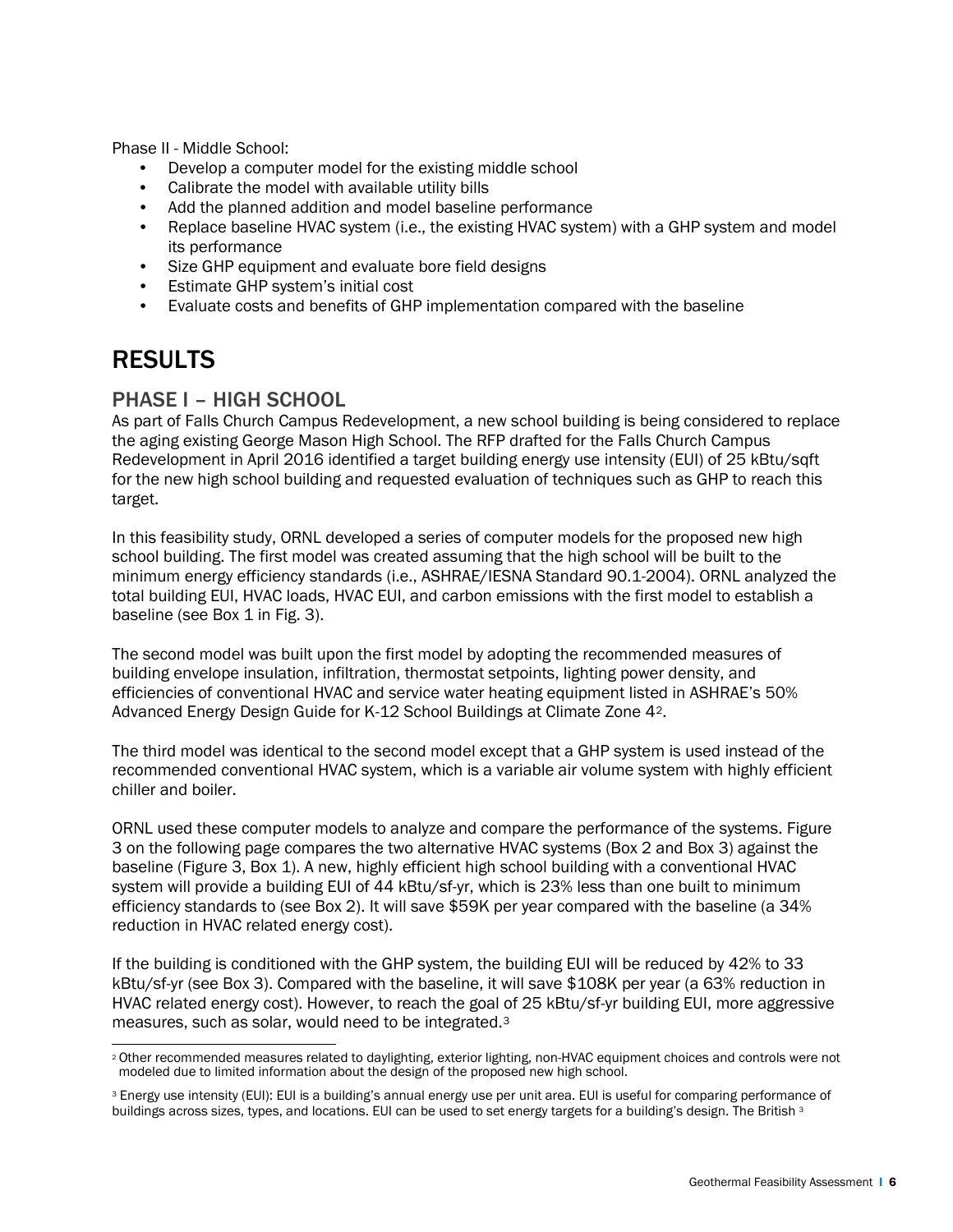Phase II - Middle School:

- Develop a computer model for the existing middle school
- Calibrate the model with available utility bills
- Add the planned addition and model baseline performance
- Replace baseline HVAC system (i.e., the existing HVAC system) with a GHP system and model its performance
- Size GHP equipment and evaluate bore field designs
- Estimate GHP system's initial cost
- Evaluate costs and benefits of GHP implementation compared with the baseline

# RESULTS

## PHASE I – HIGH SCHOOL

As part of Falls Church Campus Redevelopment, a new school building is being considered to replace the aging existing George Mason High School. The RFP drafted for the Falls Church Campus Redevelopment in April 2016 identified a target building energy use intensity (EUI) of 25 kBtu/sqft for the new high school building and requested evaluation of techniques such as GHP to reach this target.

In this feasibility study, ORNL developed a series of computer models for the proposed new high school building. The first model was created assuming that the high school will be built to the minimum energy efficiency standards (i.e., ASHRAE/IESNA Standard 90.1-2004). ORNL analyzed the total building EUI, HVAC loads, HVAC EUI, and carbon emissions with the first model to establish a baseline (see Box 1 in Fig. 3).

The second model was built upon the first model by adopting the recommended measures of building envelope insulation, infiltration, thermostat setpoints, lighting power density, and efficiencies of conventional HVAC and service water heating equipment listed in ASHRAE's 50% Advanced Energy Design Guide for K-12 School Buildings at Climate Zone 4[2].

The third model was identical to the second model except that a GHP system is used instead of the recommended conventional HVAC system, which is a variable air volume system with highly efficient chiller and boiler.

ORNL used these computer models to analyze and compare the performance of the systems. Figure 3 on the following page compares the two alternative HVAC systems (Box 2 and Box 3) against the baseline (Figure 3, Box 1). A new, highly efficient high school building with a conventional HVAC system will provide a building EUI of 44 kBtu/sf-yr, which is 23% less than one built to minimum efficiency standards to (see Box 2). It will save $59K per year compared with the baseline (a 34% reduction in HVAC related energy cost).

If the building is conditioned with the GHP system, the building EUI will be reduced by 42% to 33 kBtu/sf-yr (see Box 3). Compared with the baseline, it will save $108K per year (a 63% reduction in HVAC related energy cost). However, to reach the goal of 25 kBtu/sf-yr building EUI, more aggressive measures, such as solar, would need to be integrated.[3]

---

[2] Other recommended measures related to daylighting, exterior lighting, non-HVAC equipment choices and controls were not modeled due to limited information about the design of the proposed new high school.

[3] Energy use intensity (EUI): EUI is a building's annual energy use per unit area. EUI is useful for comparing performance of buildings across sizes, types, and locations. EUI can be used to set energy targets for a building's design. The British [3]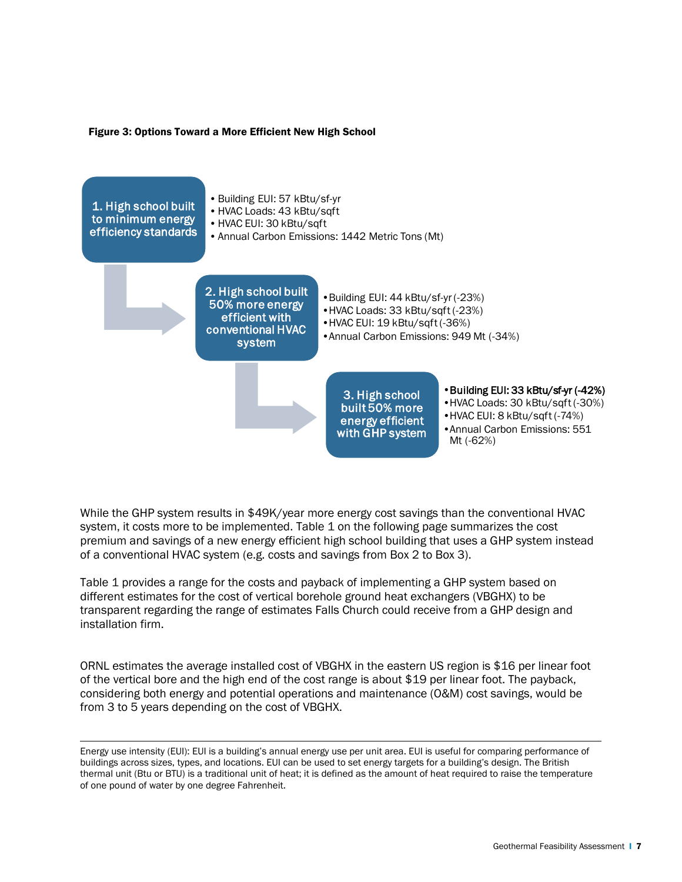**Figure 3: Options Toward a More Efficient New High School**

**1. High school built to minimum energy efficiency standards**

- Building EUI: 57 kBtu/sf-yr
- HVAC Loads: 43 kBtu/sqft
- HVAC EUI: 30 kBtu/sqft
- Annual Carbon Emissions: 1442 Metric Tons (Mt)

**2. High school built 50% more energy efficient with conventional HVAC system**

- Building EUI: 44 kBtu/sf-yr (-23%)
- HVAC Loads: 33 kBtu/sqft (-23%)
- HVAC EUI: 19 kBtu/sqft (-36%)
- Annual Carbon Emissions: 949 Mt (-34%)

**3. High school built 50% more energy efficient with GHP system**

- Building EUI: 33 kBtu/sf-yr (-42%)
- HVAC Loads: 30 kBtu/sqft (-30%)
- HVAC EUI: 8 kBtu/sqft (-74%)
- Annual Carbon Emissions: 551 Mt (-62%)

While the GHP system results in $49K/year more energy cost savings than the conventional HVAC system, it costs more to be implemented. Table 1 on the following page summarizes the cost premium and savings of a new energy efficient high school building that uses a GHP system instead of a conventional HVAC system (e.g. costs and savings from Box 2 to Box 3).

Table 1 provides a range for the costs and payback of implementing a GHP system based on different estimates for the cost of vertical borehole ground heat exchangers (VBGHX) to be transparent regarding the range of estimates Falls Church could receive from a GHP design and installation firm.

ORNL estimates the average installed cost of VBGHX in the eastern US region is $16 per linear foot of the vertical bore and the high end of the cost range is about $19 per linear foot. The payback, considering both energy and potential operations and maintenance (O&M) cost savings, would be from 3 to 5 years depending on the cost of VBGHX.

---

Energy use intensity (EUI): EUI is a building's annual energy use per unit area. EUI is useful for comparing performance of buildings across sizes, types, and locations. EUI can be used to set energy targets for a building's design. The British thermal unit (Btu or BTU) is a traditional unit of heat; it is defined as the amount of heat required to raise the temperature of one pound of water by one degree Fahrenheit.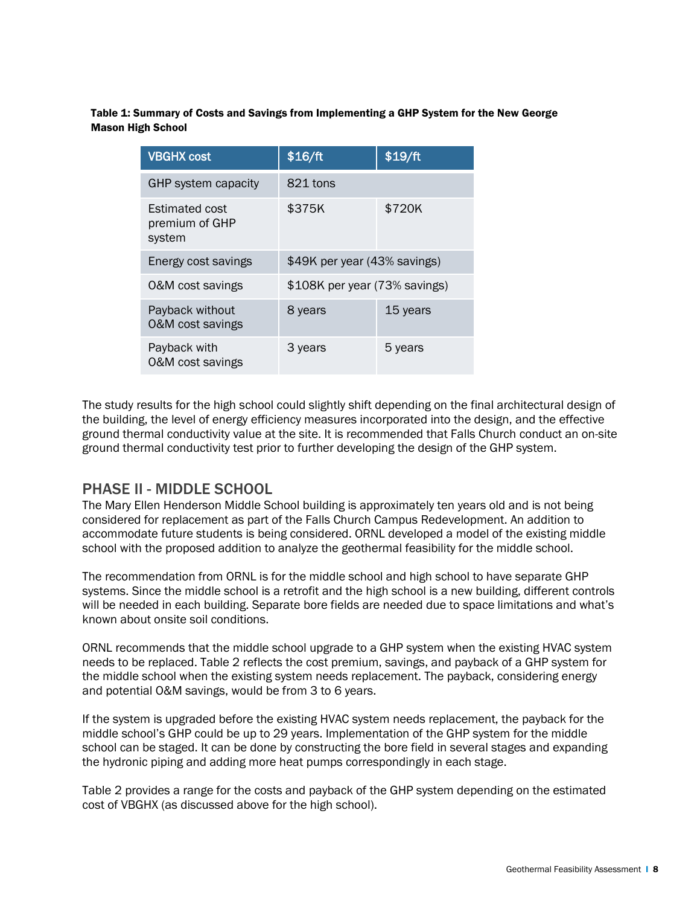**Table 1: Summary of Costs and Savings from Implementing a GHP System for the New George Mason High School**

| VBGHX cost | $16/ft | $19/ft |
|---|---|---|
| GHP system capacity | 821 tons | |
| Estimated cost premium of GHP system | $375K | $720K |
| Energy cost savings | $49K per year (43% savings) | |
| O&M cost savings | $108K per year (73% savings) | |
| Payback without O&M cost savings | 8 years | 15 years |
| Payback with O&M cost savings | 3 years | 5 years |

The study results for the high school could slightly shift depending on the final architectural design of the building, the level of energy efficiency measures incorporated into the design, and the effective ground thermal conductivity value at the site. It is recommended that Falls Church conduct an on-site ground thermal conductivity test prior to further developing the design of the GHP system.

## PHASE II - MIDDLE SCHOOL

The Mary Ellen Henderson Middle School building is approximately ten years old and is not being considered for replacement as part of the Falls Church Campus Redevelopment. An addition to accommodate future students is being considered. ORNL developed a model of the existing middle school with the proposed addition to analyze the geothermal feasibility for the middle school.

The recommendation from ORNL is for the middle school and high school to have separate GHP systems. Since the middle school is a retrofit and the high school is a new building, different controls will be needed in each building. Separate bore fields are needed due to space limitations and what's known about onsite soil conditions.

ORNL recommends that the middle school upgrade to a GHP system when the existing HVAC system needs to be replaced. Table 2 reflects the cost premium, savings, and payback of a GHP system for the middle school when the existing system needs replacement. The payback, considering energy and potential O&M savings, would be from 3 to 6 years.

If the system is upgraded before the existing HVAC system needs replacement, the payback for the middle school's GHP could be up to 29 years. Implementation of the GHP system for the middle school can be staged. It can be done by constructing the bore field in several stages and expanding the hydronic piping and adding more heat pumps correspondingly in each stage.

Table 2 provides a range for the costs and payback of the GHP system depending on the estimated cost of VBGHX (as discussed above for the high school).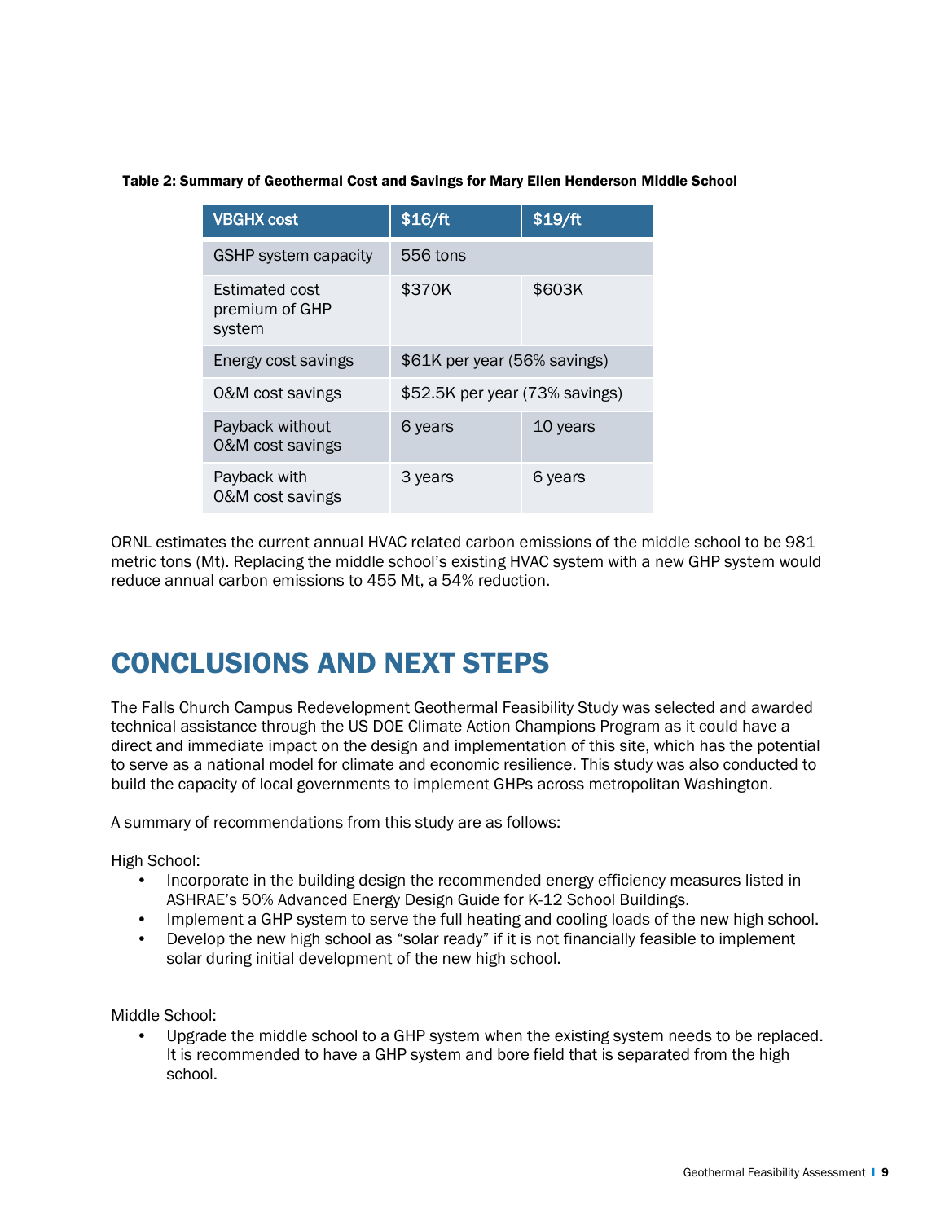**Table 2: Summary of Geothermal Cost and Savings for Mary Ellen Henderson Middle School**

| VBGHX cost | $16/ft | $19/ft |
|---|---|---|
| GSHP system capacity | 556 tons | |
| Estimated cost premium of GHP system | $370K | $603K |
| Energy cost savings | $61K per year (56% savings) | |
| O&M cost savings | $52.5K per year (73% savings) | |
| Payback without O&M cost savings | 6 years | 10 years |
| Payback with O&M cost savings | 3 years | 6 years |

ORNL estimates the current annual HVAC related carbon emissions of the middle school to be 981 metric tons (Mt). Replacing the middle school's existing HVAC system with a new GHP system would reduce annual carbon emissions to 455 Mt, a 54% reduction.

# CONCLUSIONS AND NEXT STEPS

The Falls Church Campus Redevelopment Geothermal Feasibility Study was selected and awarded technical assistance through the US DOE Climate Action Champions Program as it could have a direct and immediate impact on the design and implementation of this site, which has the potential to serve as a national model for climate and economic resilience. This study was also conducted to build the capacity of local governments to implement GHPs across metropolitan Washington.

A summary of recommendations from this study are as follows:

High School:

- Incorporate in the building design the recommended energy efficiency measures listed in ASHRAE's 50% Advanced Energy Design Guide for K-12 School Buildings.
- Implement a GHP system to serve the full heating and cooling loads of the new high school.
- Develop the new high school as "solar ready" if it is not financially feasible to implement solar during initial development of the new high school.

Middle School:

- Upgrade the middle school to a GHP system when the existing system needs to be replaced. It is recommended to have a GHP system and bore field that is separated from the high school.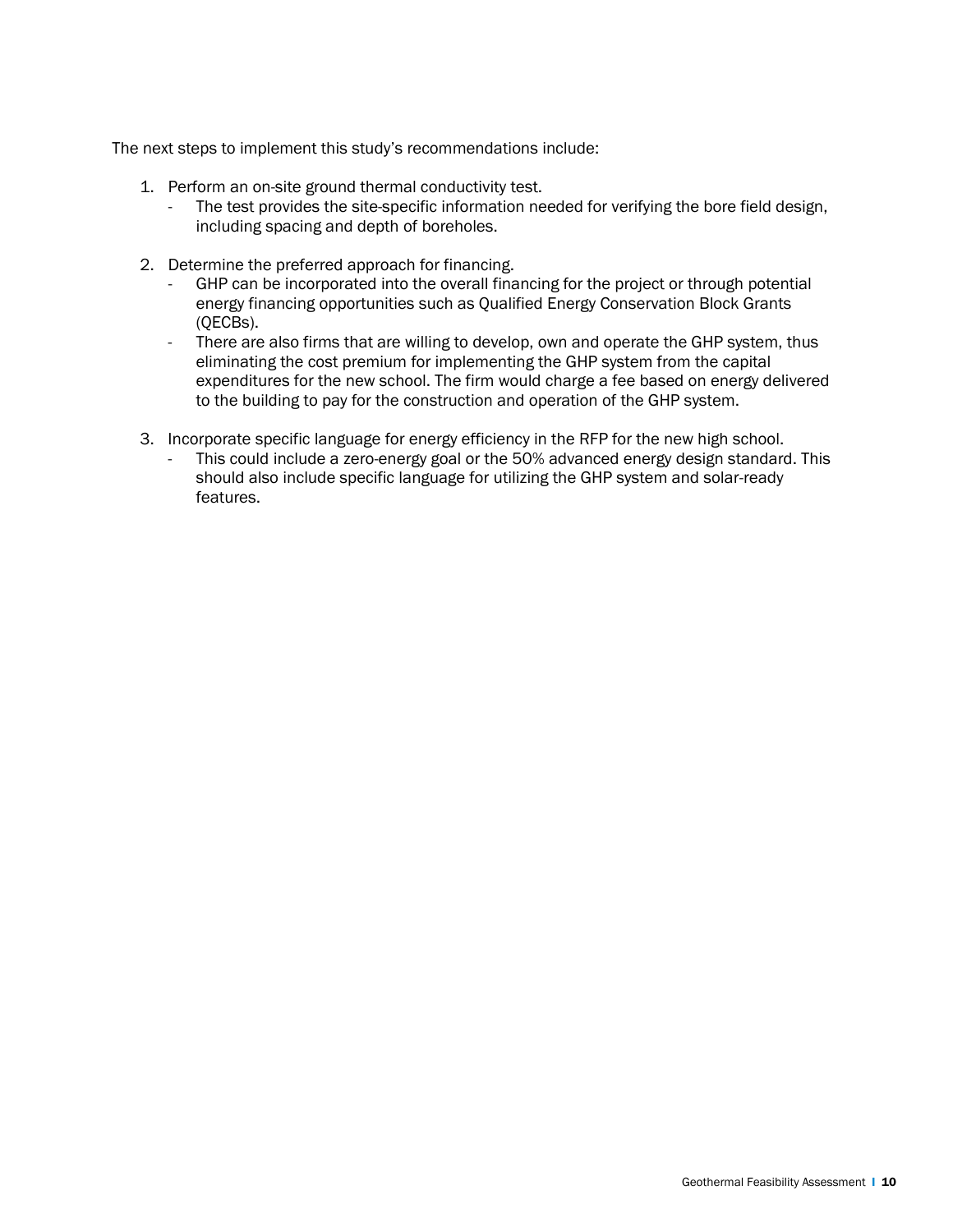The next steps to implement this study's recommendations include:

1. Perform an on-site ground thermal conductivity test.
   - The test provides the site-specific information needed for verifying the bore field design, including spacing and depth of boreholes.

2. Determine the preferred approach for financing.
   - GHP can be incorporated into the overall financing for the project or through potential energy financing opportunities such as Qualified Energy Conservation Block Grants (QECBs).
   - There are also firms that are willing to develop, own and operate the GHP system, thus eliminating the cost premium for implementing the GHP system from the capital expenditures for the new school. The firm would charge a fee based on energy delivered to the building to pay for the construction and operation of the GHP system.

3. Incorporate specific language for energy efficiency in the RFP for the new high school.
   - This could include a zero-energy goal or the 50% advanced energy design standard. This should also include specific language for utilizing the GHP system and solar-ready features.